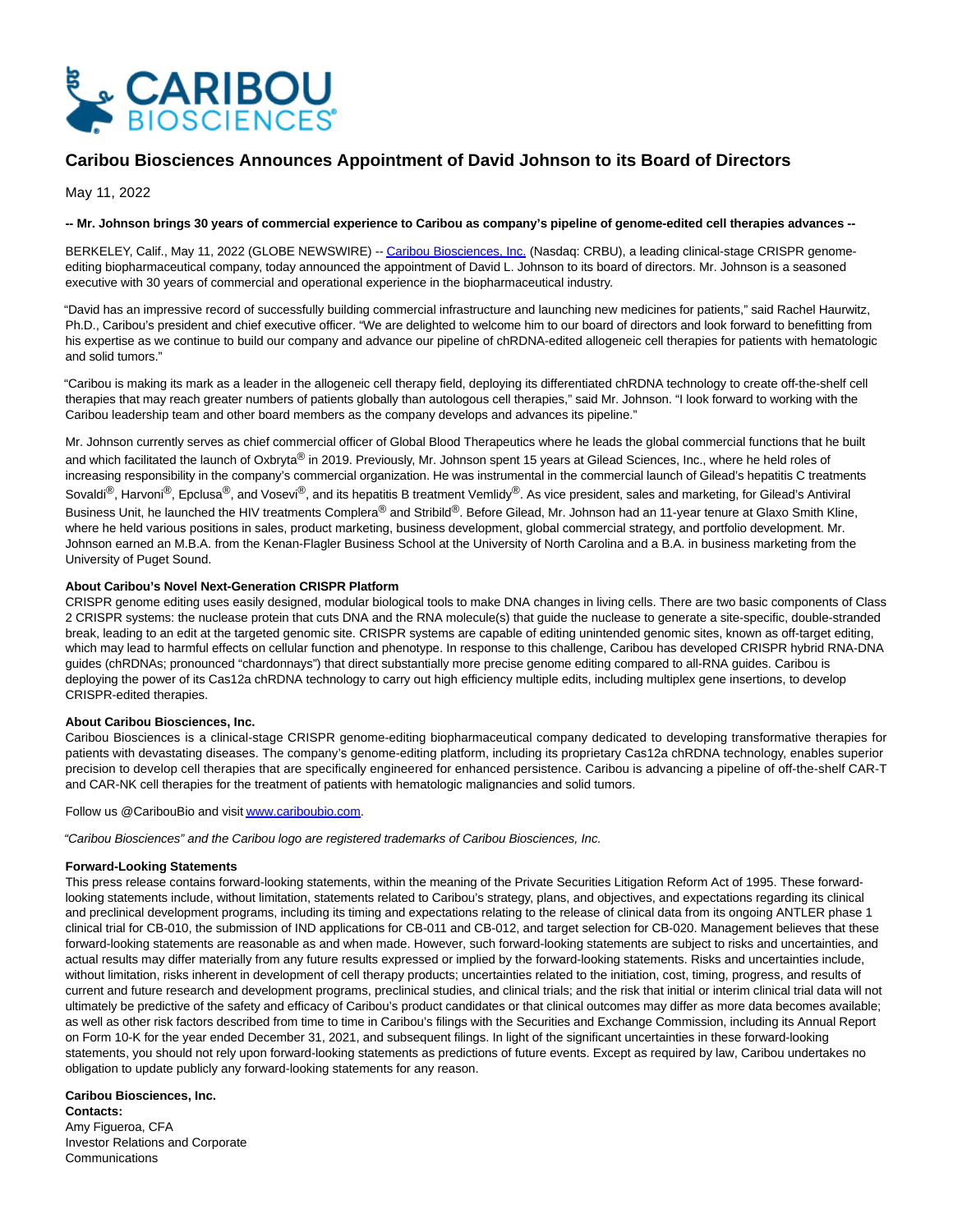# Caribou Biosciences Announces Appointment of David Johnson to its Board of Directors

May 11, 2022

**-- Mr. Johnson brings 30 years of commercial experience to Caribou as company's pipeline of genome-edited cell therapies advances --**

BERKELEY, Calif., May 11, 2022 (GLOBE NEWSWIRE) -- Caribou Biosciences, Inc. (Nasdaq: CRBU), a leading clinical-stage CRISPR genome-editing biopharmaceutical company, today announced the appointment of David L. Johnson to its board of directors. Mr. Johnson is a seasoned executive with 30 years of commercial and operational experience in the biopharmaceutical industry.

"David has an impressive record of successfully building commercial infrastructure and launching new medicines for patients," said Rachel Haurwitz, Ph.D., Caribou's president and chief executive officer. "We are delighted to welcome him to our board of directors and look forward to benefitting from his expertise as we continue to build our company and advance our pipeline of chRDNA-edited allogeneic cell therapies for patients with hematologic and solid tumors."

"Caribou is making its mark as a leader in the allogeneic cell therapy field, deploying its differentiated chRDNA technology to create off-the-shelf cell therapies that may reach greater numbers of patients globally than autologous cell therapies," said Mr. Johnson. "I look forward to working with the Caribou leadership team and other board members as the company develops and advances its pipeline."

Mr. Johnson currently serves as chief commercial officer of Global Blood Therapeutics where he leads the global commercial functions that he built and which facilitated the launch of Oxbryta® in 2019. Previously, Mr. Johnson spent 15 years at Gilead Sciences, Inc., where he held roles of increasing responsibility in the company's commercial organization. He was instrumental in the commercial launch of Gilead's hepatitis C treatments Sovaldi®, Harvoni®, Epclusa®, and Vosevi®, and its hepatitis B treatment Vemlidy®. As vice president, sales and marketing, for Gilead's Antiviral Business Unit, he launched the HIV treatments Complera® and Stribild®. Before Gilead, Mr. Johnson had an 11-year tenure at Glaxo Smith Kline, where he held various positions in sales, product marketing, business development, global commercial strategy, and portfolio development. Mr. Johnson earned an M.B.A. from the Kenan-Flagler Business School at the University of North Carolina and a B.A. in business marketing from the University of Puget Sound.

**About Caribou's Novel Next-Generation CRISPR Platform**

CRISPR genome editing uses easily designed, modular biological tools to make DNA changes in living cells. There are two basic components of Class 2 CRISPR systems: the nuclease protein that cuts DNA and the RNA molecule(s) that guide the nuclease to generate a site-specific, double-stranded break, leading to an edit at the targeted genomic site. CRISPR systems are capable of editing unintended genomic sites, known as off-target editing, which may lead to harmful effects on cellular function and phenotype. In response to this challenge, Caribou has developed CRISPR hybrid RNA-DNA guides (chRDNAs; pronounced "chardonnays") that direct substantially more precise genome editing compared to all-RNA guides. Caribou is deploying the power of its Cas12a chRDNA technology to carry out high efficiency multiple edits, including multiplex gene insertions, to develop CRISPR-edited therapies.

**About Caribou Biosciences, Inc.**

Caribou Biosciences is a clinical-stage CRISPR genome-editing biopharmaceutical company dedicated to developing transformative therapies for patients with devastating diseases. The company's genome-editing platform, including its proprietary Cas12a chRDNA technology, enables superior precision to develop cell therapies that are specifically engineered for enhanced persistence. Caribou is advancing a pipeline of off-the-shelf CAR-T and CAR-NK cell therapies for the treatment of patients with hematologic malignancies and solid tumors.

Follow us @CaribouBio and visit www.cariboubio.com.

*"Caribou Biosciences" and the Caribou logo are registered trademarks of Caribou Biosciences, Inc.*

**Forward-Looking Statements**

This press release contains forward-looking statements, within the meaning of the Private Securities Litigation Reform Act of 1995. These forward-looking statements include, without limitation, statements related to Caribou's strategy, plans, and objectives, and expectations regarding its clinical and preclinical development programs, including its timing and expectations relating to the release of clinical data from its ongoing ANTLER phase 1 clinical trial for CB-010, the submission of IND applications for CB-011 and CB-012, and target selection for CB-020. Management believes that these forward-looking statements are reasonable as and when made. However, such forward-looking statements are subject to risks and uncertainties, and actual results may differ materially from any future results expressed or implied by the forward-looking statements. Risks and uncertainties include, without limitation, risks inherent in development of cell therapy products; uncertainties related to the initiation, cost, timing, progress, and results of current and future research and development programs, preclinical studies, and clinical trials; and the risk that initial or interim clinical trial data will not ultimately be predictive of the safety and efficacy of Caribou's product candidates or that clinical outcomes may differ as more data becomes available; as well as other risk factors described from time to time in Caribou's filings with the Securities and Exchange Commission, including its Annual Report on Form 10-K for the year ended December 31, 2021, and subsequent filings. In light of the significant uncertainties in these forward-looking statements, you should not rely upon forward-looking statements as predictions of future events. Except as required by law, Caribou undertakes no obligation to update publicly any forward-looking statements for any reason.

**Caribou Biosciences, Inc.**
**Contacts:**
Amy Figueroa, CFA
Investor Relations and Corporate Communications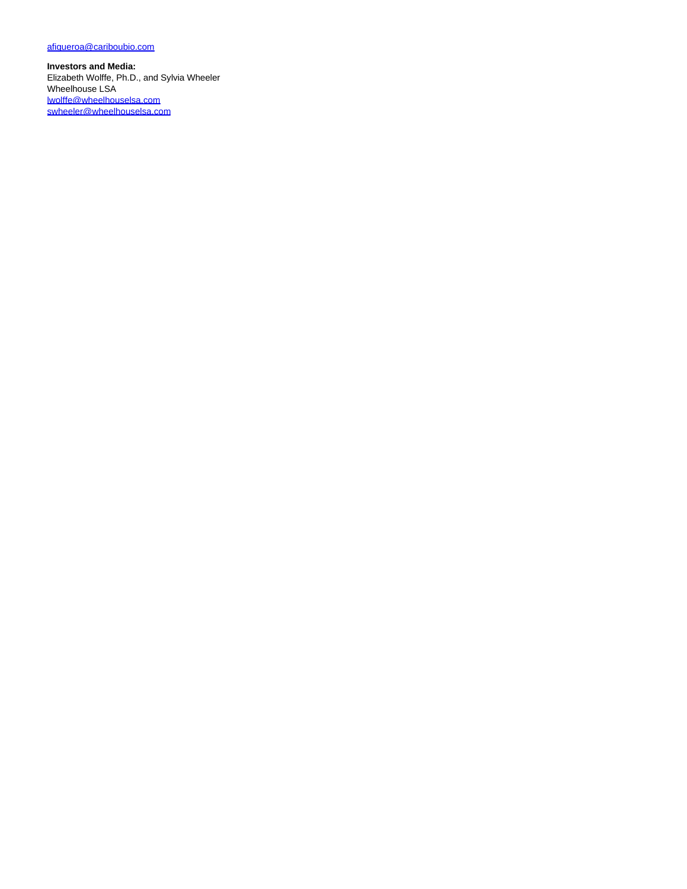afigueroa@cariboubio.com

**Investors and Media:**
Elizabeth Wolffe, Ph.D., and Sylvia Wheeler
Wheelhouse LSA
lwolffe@wheelhouselsa.com
swheeler@wheelhouselsa.com